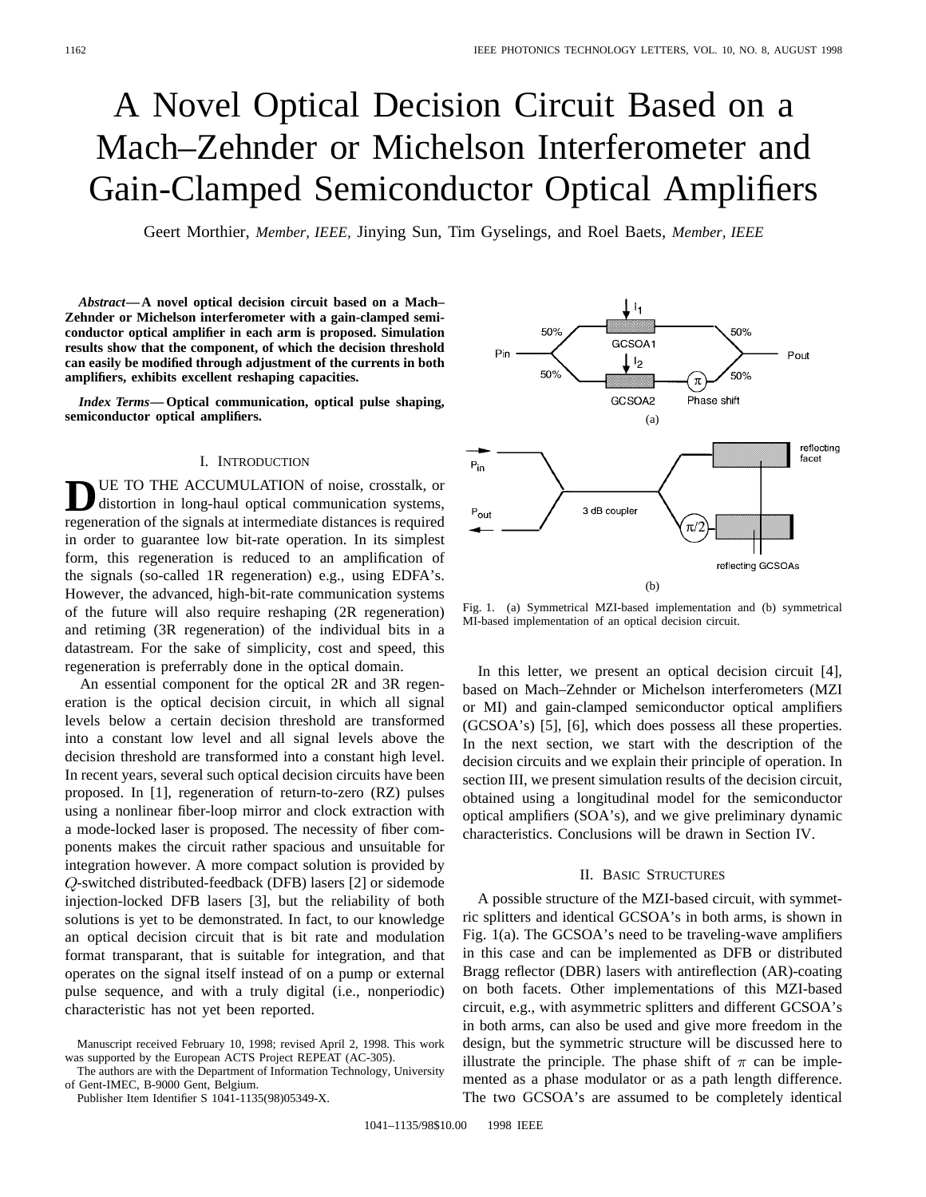# A Novel Optical Decision Circuit Based on a Mach–Zehnder or Michelson Interferometer and Gain-Clamped Semiconductor Optical Amplifiers

Geert Morthier, *Member, IEEE,* Jinying Sun, Tim Gyselings, and Roel Baets, *Member, IEEE*

***Abstract*— A novel optical decision circuit based on a Mach–Zehnder or Michelson interferometer with a gain-clamped semiconductor optical amplifier in each arm is proposed. Simulation results show that the component, of which the decision threshold can easily be modified through adjustment of the currents in both amplifiers, exhibits excellent reshaping capacities.**

***Index Terms*— Optical communication, optical pulse shaping, semiconductor optical amplifiers.**

## I. Introduction

Due to the accumulation of noise, crosstalk, or distortion in long-haul optical communication systems, regeneration of the signals at intermediate distances is required in order to guarantee low bit-rate operation. In its simplest form, this regeneration is reduced to an amplification of the signals (so-called 1R regeneration) e.g., using EDFA's. However, the advanced, high-bit-rate communication systems of the future will also require reshaping (2R regeneration) and retiming (3R regeneration) of the individual bits in a datastream. For the sake of simplicity, cost and speed, this regeneration is preferrably done in the optical domain.

An essential component for the optical 2R and 3R regeneration is the optical decision circuit, in which all signal levels below a certain decision threshold are transformed into a constant low level and all signal levels above the decision threshold are transformed into a constant high level. In recent years, several such optical decision circuits have been proposed. In [1], regeneration of return-to-zero (RZ) pulses using a nonlinear fiber-loop mirror and clock extraction with a mode-locked laser is proposed. The necessity of fiber components makes the circuit rather spacious and unsuitable for integration however. A more compact solution is provided by $Q$-switched distributed-feedback (DFB) lasers [2] or sidemode injection-locked DFB lasers [3], but the reliability of both solutions is yet to be demonstrated. In fact, to our knowledge an optical decision circuit that is bit rate and modulation format transparant, that is suitable for integration, and that operates on the signal itself instead of on a pump or external pulse sequence, and with a truly digital (i.e., nonperiodic) characteristic has not yet been reported.

Manuscript received February 10, 1998; revised April 2, 1998. This work was supported by the European ACTS Project REPEAT (AC-305).

The authors are with the Department of Information Technology, University of Gent-IMEC, B-9000 Gent, Belgium.

Publisher Item Identifier S 1041-1135(98)05349-X.

Fig. 1. (a) Symmetrical MZI-based implementation and (b) symmetrical MI-based implementation of an optical decision circuit.

In this letter, we present an optical decision circuit [4], based on Mach–Zehnder or Michelson interferometers (MZI or MI) and gain-clamped semiconductor optical amplifiers (GCSOA's) [5], [6], which does possess all these properties. In the next section, we start with the description of the decision circuits and we explain their principle of operation. In section III, we present simulation results of the decision circuit, obtained using a longitudinal model for the semiconductor optical amplifiers (SOA's), and we give preliminary dynamic characteristics. Conclusions will be drawn in Section IV.

## II. Basic Structures

A possible structure of the MZI-based circuit, with symmetric splitters and identical GCSOA's in both arms, is shown in Fig. 1(a). The GCSOA's need to be traveling-wave amplifiers in this case and can be implemented as DFB or distributed Bragg reflector (DBR) lasers with antireflection (AR)-coating on both facets. Other implementations of this MZI-based circuit, e.g., with asymmetric splitters and different GCSOA's in both arms, can also be used and give more freedom in the design, but the symmetric structure will be discussed here to illustrate the principle. The phase shift of $\pi$ can be implemented as a phase modulator or as a path length difference. The two GCSOA's are assumed to be completely identical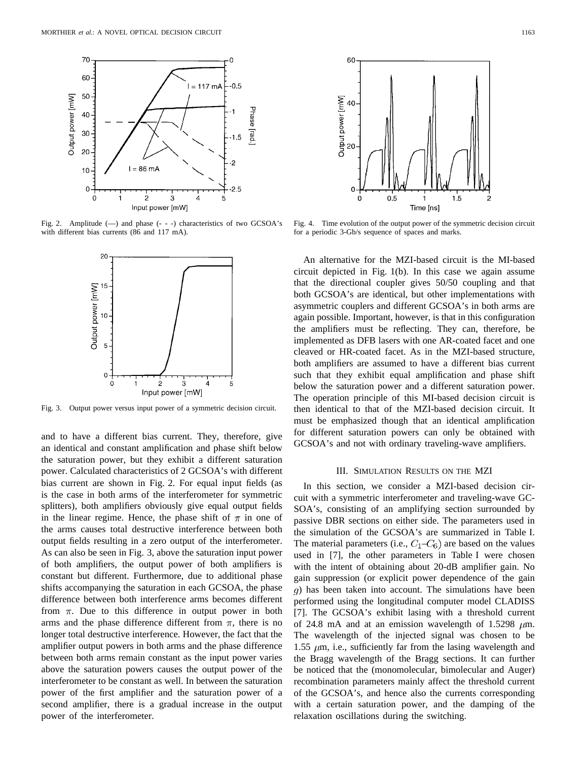Fig. 2. Amplitude (—) and phase (- - -) characteristics of two GCSOA's with different bias currents (86 and 117 mA).

Fig. 3. Output power versus input power of a symmetric decision circuit.

and to have a different bias current. They, therefore, give an identical and constant amplification and phase shift below the saturation power, but they exhibit a different saturation power. Calculated characteristics of 2 GCSOA's with different bias current are shown in Fig. 2. For equal input fields (as is the case in both arms of the interferometer for symmetric splitters), both amplifiers obviously give equal output fields in the linear regime. Hence, the phase shift of $\pi$ in one of the arms causes total destructive interference between both output fields resulting in a zero output of the interferometer. As can also be seen in Fig. 3, above the saturation input power of both amplifiers, the output power of both amplifiers is constant but different. Furthermore, due to additional phase shifts accompanying the saturation in each GCSOA, the phase difference between both interference arms becomes different from $\pi$. Due to this difference in output power in both arms and the phase difference different from $\pi$, there is no longer total destructive interference. However, the fact that the amplifier output powers in both arms and the phase difference between both arms remain constant as the input power varies above the saturation powers causes the output power of the interferometer to be constant as well. In between the saturation power of the first amplifier and the saturation power of a second amplifier, there is a gradual increase in the output power of the interferometer.

Fig. 4. Time evolution of the output power of the symmetric decision circuit for a periodic 3-Gb/s sequence of spaces and marks.

An alternative for the MZI-based circuit is the MI-based circuit depicted in Fig. 1(b). In this case we again assume that the directional coupler gives 50/50 coupling and that both GCSOA's are identical, but other implementations with asymmetric couplers and different GCSOA's in both arms are again possible. Important, however, is that in this configuration the amplifiers must be reflecting. They can, therefore, be implemented as DFB lasers with one AR-coated facet and one cleaved or HR-coated facet. As in the MZI-based structure, both amplifiers are assumed to have a different bias current such that they exhibit equal amplification and phase shift below the saturation power and a different saturation power. The operation principle of this MI-based decision circuit is then identical to that of the MZI-based decision circuit. It must be emphasized though that an identical amplification for different saturation powers can only be obtained with GCSOA's and not with ordinary traveling-wave amplifiers.

## III. Simulation Results on the MZI

In this section, we consider a MZI-based decision circuit with a symmetric interferometer and traveling-wave GCSOA's, consisting of an amplifying section surrounded by passive DBR sections on either side. The parameters used in the simulation of the GCSOA's are summarized in Table I. The material parameters (i.e., $C_1$–$C_6$) are based on the values used in [7], the other parameters in Table I were chosen with the intent of obtaining about 20-dB amplifier gain. No gain suppression (or explicit power dependence of the gain $g$) has been taken into account. The simulations have been performed using the longitudinal computer model CLADISS [7]. The GCSOA's exhibit lasing with a threshold current of 24.8 mA and at an emission wavelength of 1.5298 $\mu$m. The wavelength of the injected signal was chosen to be 1.55 $\mu$m, i.e., sufficiently far from the lasing wavelength and the Bragg wavelength of the Bragg sections. It can further be noticed that the (monomolecular, bimolecular and Auger) recombination parameters mainly affect the threshold current of the GCSOA's, and hence also the currents corresponding with a certain saturation power, and the damping of the relaxation oscillations during the switching.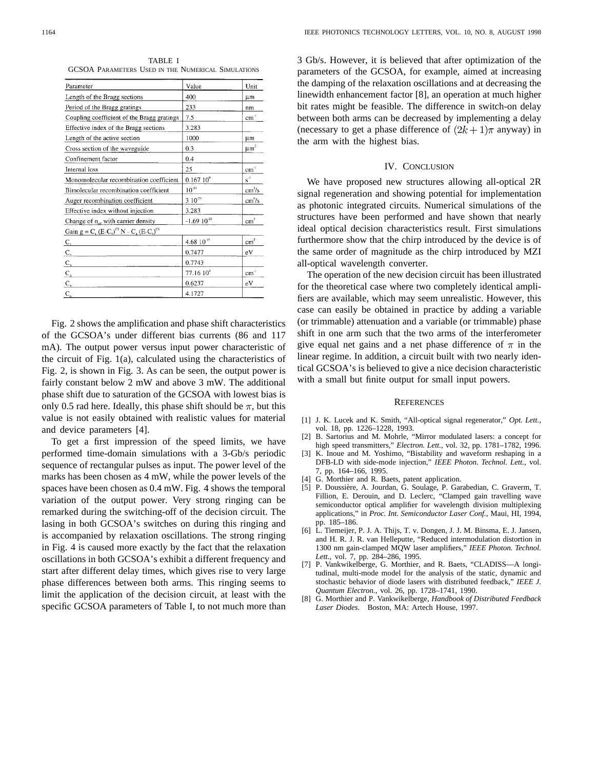TABLE I
GCSOA PARAMETERS USED IN THE NUMERICAL SIMULATIONS

| Parameter | Value | Unit |
|---|---|---|
| Length of the Bragg sections | 400 | μm |
| Period of the Bragg gratings | 233 | nm |
| Coupling coefficient of the Bragg gratings | 7.5 | $cm^{-1}$ |
| Effective index of the Bragg sections | 3.283 | |
| Length of the active section | 1000 | μm |
| Cross section of the waveguide | 0.3 | $\mu m^2$ |
| Confinement factor | 0.4 | |
| Internal loss | 25 | $cm^{-1}$ |
| Monomolecular recombination coefficient | $0.167\ 10^9$ | $s^{-1}$ |
| Bimolecular recombination coefficient | $10^{-10}$ | $cm^3/s$ |
| Auger recombination coefficient | $3\ 10^{-29}$ | $cm^6/s$ |
| Effective index without injection | 3.283 | |
| Change of $n_{eff}$ with carrier density | $-1.69\ 10^{-20}$ | $cm^3$ |
| Gain $g = C_1\,(E\text{-}C_2)^{C3}\,N - C_4\,(E\text{-}C_5)^{C6}$ | | |
| $C_1$ | $4.68\ 10^{-15}$ | $cm^2$ |
| $C_2$ | 0.7477 | eV |
| $C_3$ | 0.7743 | |
| $C_4$ | $77.16\ 10^4$ | $cm^{-1}$ |
| $C_5$ | 0.6237 | eV |
| $C_6$ | 4.1727 | |

Fig. 2 shows the amplification and phase shift characteristics of the GCSOA's under different bias currents (86 and 117 mA). The output power versus input power characteristic of the circuit of Fig. 1(a), calculated using the characteristics of Fig. 2, is shown in Fig. 3. As can be seen, the output power is fairly constant below 2 mW and above 3 mW. The additional phase shift due to saturation of the GCSOA with lowest bias is only 0.5 rad here. Ideally, this phase shift should be $\pi$, but this value is not easily obtained with realistic values for material and device parameters [4].

To get a first impression of the speed limits, we have performed time-domain simulations with a 3-Gb/s periodic sequence of rectangular pulses as input. The power level of the marks has been chosen as 4 mW, while the power levels of the spaces have been chosen as 0.4 mW. Fig. 4 shows the temporal variation of the output power. Very strong ringing can be remarked during the switching-off of the decision circuit. The lasing in both GCSOA's switches on during this ringing and is accompanied by relaxation oscillations. The strong ringing in Fig. 4 is caused more exactly by the fact that the relaxation oscillations in both GCSOA's exhibit a different frequency and start after different delay times, which gives rise to very large phase differences between both arms. This ringing seems to limit the application of the decision circuit, at least with the specific GCSOA parameters of Table I, to not much more than 3 Gb/s. However, it is believed that after optimization of the parameters of the GCSOA, for example, aimed at increasing the damping of the relaxation oscillations and at decreasing the linewidth enhancement factor [8], an operation at much higher bit rates might be feasible. The difference in switch-on delay between both arms can be decreased by implementing a delay (necessary to get a phase difference of $(2k+1)\pi$ anyway) in the arm with the highest bias.

## IV. CONCLUSION

We have proposed new structures allowing all-optical 2R signal regeneration and showing potential for implementation as photonic integrated circuits. Numerical simulations of the structures have been performed and have shown that nearly ideal optical decision characteristics result. First simulations furthermore show that the chirp introduced by the device is of the same order of magnitude as the chirp introduced by MZI all-optical wavelength converter.

The operation of the new decision circuit has been illustrated for the theoretical case where two completely identical amplifiers are available, which may seem unrealistic. However, this case can easily be obtained in practice by adding a variable (or trimmable) attenuation and a variable (or trimmable) phase shift in one arm such that the two arms of the interferometer give equal net gains and a net phase difference of $\pi$ in the linear regime. In addition, a circuit built with two nearly identical GCSOA's is believed to give a nice decision characteristic with a small but finite output for small input powers.

## REFERENCES

[1] J. K. Lucek and K. Smith, "All-optical signal regenerator," *Opt. Lett.*, vol. 18, pp. 1226–1228, 1993.

[2] B. Sartorius and M. Mohrle, "Mirror modulated lasers: a concept for high speed transmitters," *Electron. Lett.*, vol. 32, pp. 1781–1782, 1996.

[3] K. Inoue and M. Yoshimo, "Bistability and waveform reshaping in a DFB-LD with side-mode injection," *IEEE Photon. Technol. Lett.*, vol. 7, pp. 164–166, 1995.

[4] G. Morthier and R. Baets, patent application.

[5] P. Doussière, A. Jourdan, G. Soulage, P. Garabedian, C. Graverm, T. Fillion, E. Derouin, and D. Leclerc, "Clamped gain travelling wave semiconductor optical amplifier for wavelength division multiplexing applications," in *Proc. Int. Semiconductor Laser Conf.*, Maui, HI, 1994, pp. 185–186.

[6] L. Tiemeijer, P. J. A. Thijs, T. v. Dongen, J. J. M. Binsma, E. J. Jansen, and H. R. J. R. van Helleputte, "Reduced intermodulation distortion in 1300 nm gain-clamped MQW laser amplifiers," *IEEE Photon. Technol. Lett.*, vol. 7, pp. 284–286, 1995.

[7] P. Vankwikelberge, G. Morthier, and R. Baets, "CLADISS—A longitudinal, multi-mode model for the analysis of the static, dynamic and stochastic behavior of diode lasers with distributed feedback," *IEEE J. Quantum Electron.*, vol. 26, pp. 1728–1741, 1990.

[8] G. Morthier and P. Vankwikelberge, *Handbook of Distributed Feedback Laser Diodes.* Boston, MA: Artech House, 1997.